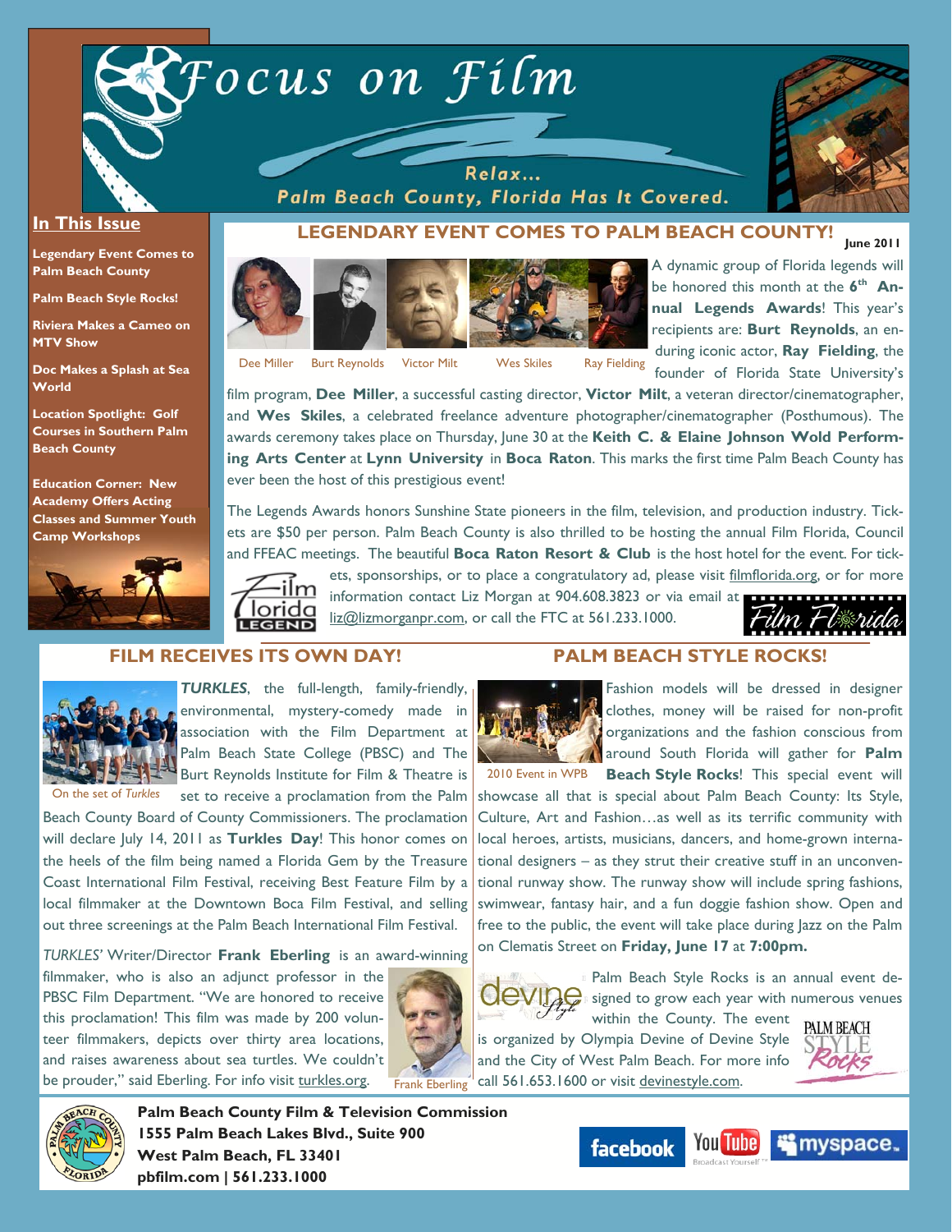# Focus on Film

Relax…
Palm Beach County, Florida Has It Covered.

June 2011

## In This Issue

**Legendary Event Comes to Palm Beach County**

**Palm Beach Style Rocks!**

**Riviera Makes a Cameo on MTV Show**

**Doc Makes a Splash at Sea World**

**Location Spotlight: Golf Courses in Southern Palm Beach County**

**Education Corner: New Academy Offers Acting Classes and Summer Youth Camp Workshops**

## LEGENDARY EVENT COMES TO PALM BEACH COUNTY!

Dee Miller | Burt Reynolds | Victor Milt | Wes Skiles | Ray Fielding

A dynamic group of Florida legends will be honored this month at the **6th Annual Legends Awards**! This year's recipients are: **Burt Reynolds**, an enduring iconic actor, **Ray Fielding**, the founder of Florida State University's film program, **Dee Miller**, a successful casting director, **Victor Milt**, a veteran director/cinematographer, and **Wes Skiles**, a celebrated freelance adventure photographer/cinematographer (Posthumous). The awards ceremony takes place on Thursday, June 30 at the **Keith C. & Elaine Johnson Wold Performing Arts Center** at **Lynn University** in **Boca Raton**. This marks the first time Palm Beach County has ever been the host of this prestigious event!

The Legends Awards honors Sunshine State pioneers in the film, television, and production industry. Tickets are $50 per person. Palm Beach County is also thrilled to be hosting the annual Film Florida, Council and FFEAC meetings. The beautiful **Boca Raton Resort & Club** is the host hotel for the event. For tickets, sponsorships, or to place a congratulatory ad, please visit filmflorida.org, or for more information contact Liz Morgan at 904.608.3823 or via email at liz@lizmorganpr.com, or call the FTC at 561.233.1000.

## FILM RECEIVES ITS OWN DAY!

On the set of *Turkles*

***TURKLES***, the full-length, family-friendly, environmental, mystery-comedy made in association with the Film Department at Palm Beach State College (PBSC) and The Burt Reynolds Institute for Film & Theatre is set to receive a proclamation from the Palm Beach County Board of County Commissioners. The proclamation will declare July 14, 2011 as **Turkles Day**! This honor comes on the heels of the film being named a Florida Gem by the Treasure Coast International Film Festival, receiving Best Feature Film by a local filmmaker at the Downtown Boca Film Festival, and selling out three screenings at the Palm Beach International Film Festival.

*TURKLES'* Writer/Director **Frank Eberling** is an award-winning filmmaker, who is also an adjunct professor in the PBSC Film Department. "We are honored to receive this proclamation! This film was made by 200 volunteer filmmakers, depicts over thirty area locations, and raises awareness about sea turtles. We couldn't be prouder," said Eberling. For info visit turkles.org.

Frank Eberling

## PALM BEACH STYLE ROCKS!

2010 Event in WPB

Fashion models will be dressed in designer clothes, money will be raised for non-profit organizations and the fashion conscious from around South Florida will gather for **Palm Beach Style Rocks**! This special event will showcase all that is special about Palm Beach County: Its Style, Culture, Art and Fashion…as well as its terrific community with local heroes, artists, musicians, dancers, and home-grown international designers – as they strut their creative stuff in an unconventional runway show. The runway show will include spring fashions, swimwear, fantasy hair, and a fun doggie fashion show. Open and free to the public, the event will take place during Jazz on the Palm on Clematis Street on **Friday, June 17** at **7:00pm.**

Palm Beach Style Rocks is an annual event designed to grow each year with numerous venues within the County. The event is organized by Olympia Devine of Devine Style and the City of West Palm Beach. For more info call 561.653.1600 or visit devinestyle.com.

**Palm Beach County Film & Television Commission**
**1555 Palm Beach Lakes Blvd., Suite 900**
**West Palm Beach, FL 33401**
**pbfilm.com | 561.233.1000**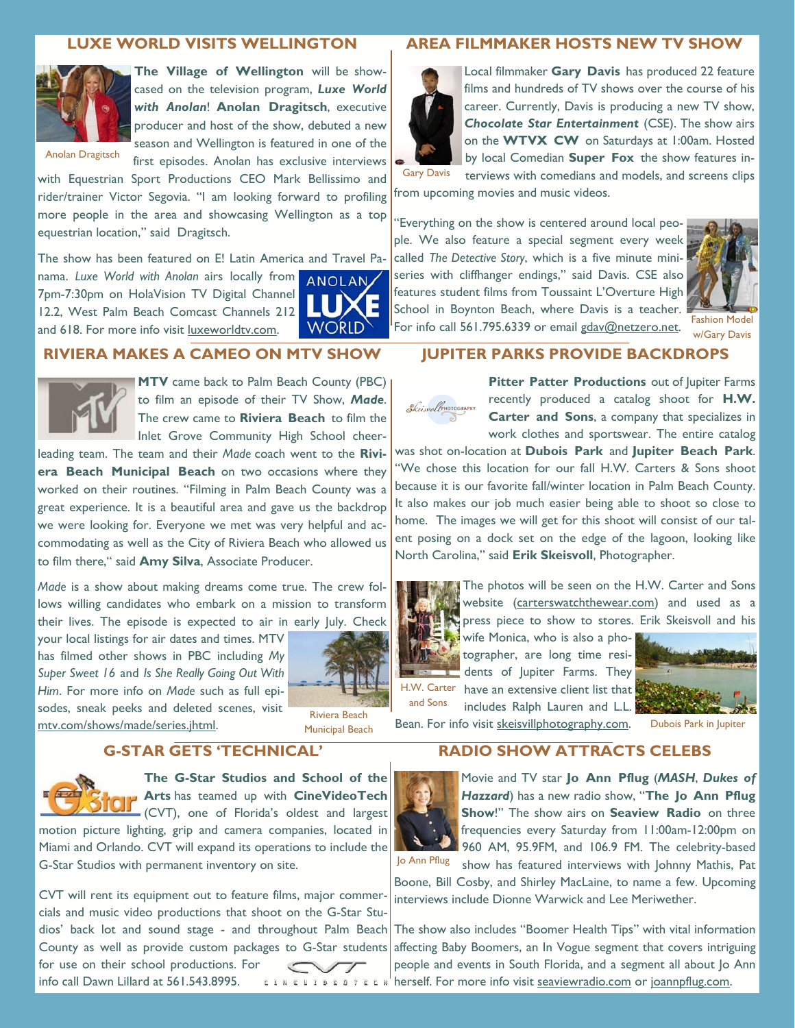## LUXE WORLD VISITS WELLINGTON

Anolan Dragitsch

**The Village of Wellington** will be showcased on the television program, ***Luxe World with Anolan***! **Anolan Dragitsch**, executive producer and host of the show, debuted a new season and Wellington is featured in one of the first episodes. Anolan has exclusive interviews with Equestrian Sport Productions CEO Mark Bellissimo and rider/trainer Victor Segovia. "I am looking forward to profiling more people in the area and showcasing Wellington as a top equestrian location," said Dragitsch.

The show has been featured on E! Latin America and Travel Panama. *Luxe World with Anolan* airs locally from 7pm-7:30pm on HolaVision TV Digital Channel 12.2, West Palm Beach Comcast Channels 212 and 618. For more info visit luxeworldtv.com.

## AREA FILMMAKER HOSTS NEW TV SHOW

Gary Davis

Local filmmaker **Gary Davis** has produced 22 feature films and hundreds of TV shows over the course of his career. Currently, Davis is producing a new TV show, ***Chocolate Star Entertainment*** (CSE). The show airs on the **WTVX CW** on Saturdays at 1:00am. Hosted by local Comedian **Super Fox** the show features interviews with comedians and models, and screens clips from upcoming movies and music videos.

"Everything on the show is centered around local people. We also feature a special segment every week called *The Detective Story*, which is a five minute mini-series with cliffhanger endings," said Davis. CSE also features student films from Toussaint L'Overture High School in Boynton Beach, where Davis is a teacher. For info call 561.795.6339 or email gdav@netzero.net.

Fashion Model w/Gary Davis

## RIVIERA MAKES A CAMEO ON MTV SHOW

**MTV** came back to Palm Beach County (PBC) to film an episode of their TV Show, ***Made***. The crew came to **Riviera Beach** to film the Inlet Grove Community High School cheerleading team. The team and their *Made* coach went to the **Riviera Beach Municipal Beach** on two occasions where they worked on their routines. "Filming in Palm Beach County was a great experience. It is a beautiful area and gave us the backdrop we were looking for. Everyone we met was very helpful and accommodating as well as the City of Riviera Beach who allowed us to film there," said **Amy Silva**, Associate Producer.

*Made* is a show about making dreams come true. The crew follows willing candidates who embark on a mission to transform their lives. The episode is expected to air in early July. Check your local listings for air dates and times. MTV has filmed other shows in PBC including *My Super Sweet 16* and *Is She Really Going Out With Him*. For more info on *Made* such as full episodes, sneak peeks and deleted scenes, visit mtv.com/shows/made/series.jhtml.

Riviera Beach Municipal Beach

## JUPITER PARKS PROVIDE BACKDROPS

**Pitter Patter Productions** out of Jupiter Farms recently produced a catalog shoot for **H.W. Carter and Sons**, a company that specializes in work clothes and sportswear. The entire catalog was shot on-location at **Dubois Park** and **Jupiter Beach Park**. "We chose this location for our fall H.W. Carters & Sons shoot because it is our favorite fall/winter location in Palm Beach County. It also makes our job much easier being able to shoot so close to home. The images we will get for this shoot will consist of our talent posing on a dock set on the edge of the lagoon, looking like North Carolina," said **Erik Skeisvoll**, Photographer.

The photos will be seen on the H.W. Carter and Sons website (carterswatchthewear.com) and used as a press piece to show to stores. Erik Skeisvoll and his wife Monica, who is also a photographer, are long time residents of Jupiter Farms. They have an extensive client list that includes Ralph Lauren and L.L. Bean. For info visit skeisvillphotography.com.

H.W. Carter and Sons

Dubois Park in Jupiter

## G-STAR GETS 'TECHNICAL'

**The G-Star Studios and School of the Arts** has teamed up with **CineVideoTech** (CVT), one of Florida's oldest and largest motion picture lighting, grip and camera companies, located in Miami and Orlando. CVT will expand its operations to include the G-Star Studios with permanent inventory on site.

CVT will rent its equipment out to feature films, major commercials and music video productions that shoot on the G-Star Studios' back lot and sound stage - and throughout Palm Beach County as well as provide custom packages to G-Star students for use on their school productions. For info call Dawn Lillard at 561.543.8995.

## RADIO SHOW ATTRACTS CELEBS

Jo Ann Pflug

Movie and TV star **Jo Ann Pflug** (***MASH***, ***Dukes of Hazzard***) has a new radio show, "**The Jo Ann Pflug Show**!" The show airs on **Seaview Radio** on three frequencies every Saturday from 11:00am-12:00pm on 960 AM, 95.9FM, and 106.9 FM. The celebrity-based show has featured interviews with Johnny Mathis, Pat Boone, Bill Cosby, and Shirley MacLaine, to name a few. Upcoming interviews include Dionne Warwick and Lee Meriwether.

The show also includes "Boomer Health Tips" with vital information affecting Baby Boomers, an In Vogue segment that covers intriguing people and events in South Florida, and a segment all about Jo Ann herself. For more info visit seaviewradio.com or joannpflug.com.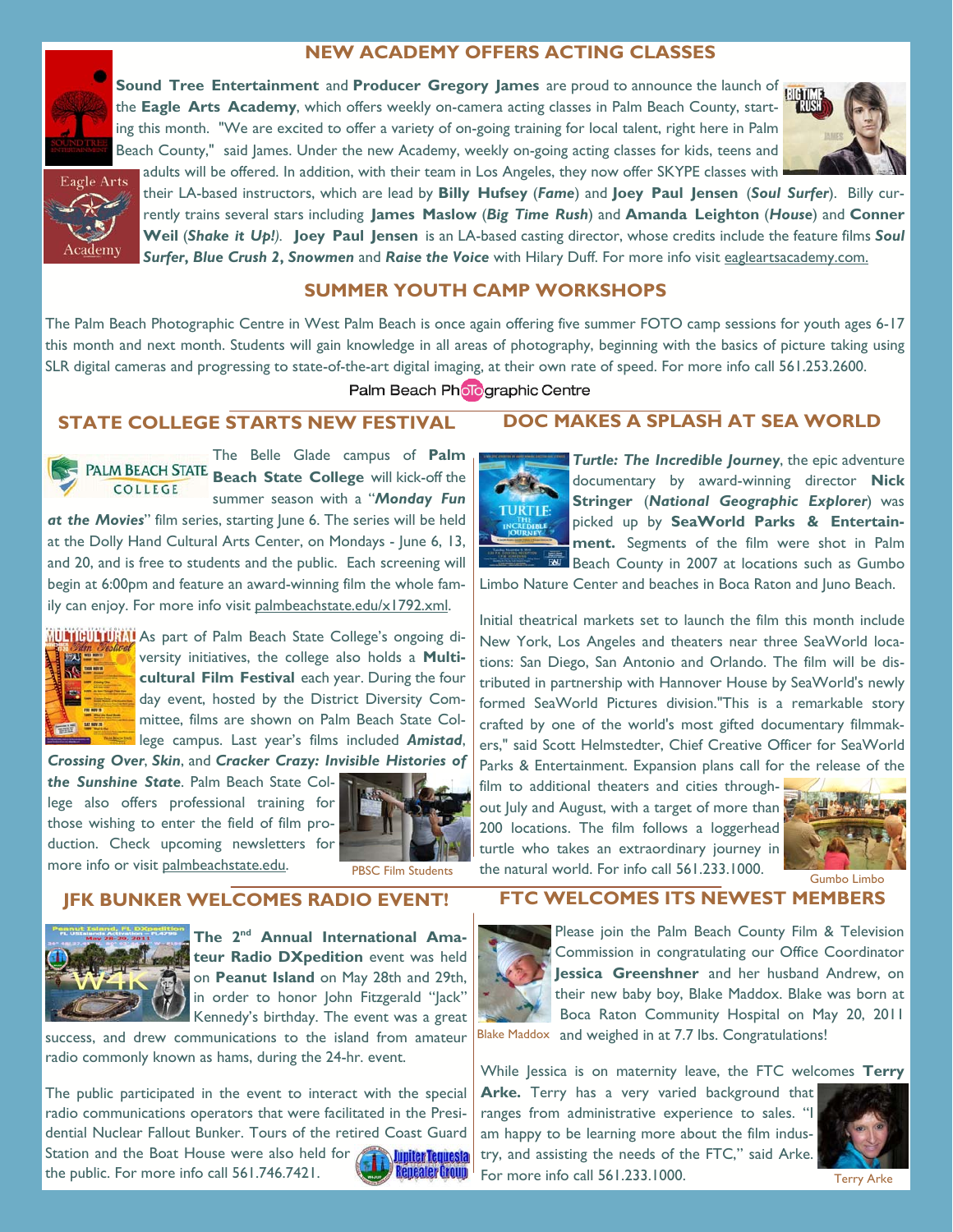## NEW ACADEMY OFFERS ACTING CLASSES

**Sound Tree Entertainment** and **Producer Gregory James** are proud to announce the launch of the **Eagle Arts Academy**, which offers weekly on-camera acting classes in Palm Beach County, starting this month. "We are excited to offer a variety of on-going training for local talent, right here in Palm Beach County," said James. Under the new Academy, weekly on-going acting classes for kids, teens and adults will be offered. In addition, with their team in Los Angeles, they now offer SKYPE classes with their LA-based instructors, which are lead by **Billy Hufsey** (***Fame***) and **Joey Paul Jensen** (***Soul Surfer***). Billy currently trains several stars including **James Maslow** (***Big Time Rush***) and **Amanda Leighton** (***House***) and **Conner Weil** (***Shake it Up!***). **Joey Paul Jensen** is an LA-based casting director, whose credits include the feature films ***Soul Surfer, Blue Crush 2, Snowmen*** and ***Raise the Voice*** with Hilary Duff. For more info visit eagleartsacademy.com.

## SUMMER YOUTH CAMP WORKSHOPS

The Palm Beach Photographic Centre in West Palm Beach is once again offering five summer FOTO camp sessions for youth ages 6-17 this month and next month. Students will gain knowledge in all areas of photography, beginning with the basics of picture taking using SLR digital cameras and progressing to state-of-the-art digital imaging, at their own rate of speed. For more info call 561.253.2600.

## STATE COLLEGE STARTS NEW FESTIVAL

The Belle Glade campus of **Palm Beach State College** will kick-off the summer season with a "***Monday Fun at the Movies***" film series, starting June 6. The series will be held at the Dolly Hand Cultural Arts Center, on Mondays - June 6, 13, and 20, and is free to students and the public. Each screening will begin at 6:00pm and feature an award-winning film the whole family can enjoy. For more info visit palmbeachstate.edu/x1792.xml.

As part of Palm Beach State College's ongoing diversity initiatives, the college also holds a **Multicultural Film Festival** each year. During the four day event, hosted by the District Diversity Committee, films are shown on Palm Beach State College campus. Last year's films included ***Amistad***, ***Crossing Over***, ***Skin***, and ***Cracker Crazy: Invisible Histories of the Sunshine State***. Palm Beach State College also offers professional training for those wishing to enter the field of film production. Check upcoming newsletters for more info or visit palmbeachstate.edu.

PBSC Film Students

## DOC MAKES A SPLASH AT SEA WORLD

***Turtle: The Incredible Journey***, the epic adventure documentary by award-winning director **Nick Stringer** (***National Geographic Explorer***) was picked up by **SeaWorld Parks & Entertainment.** Segments of the film were shot in Palm Beach County in 2007 at locations such as Gumbo Limbo Nature Center and beaches in Boca Raton and Juno Beach.

Initial theatrical markets set to launch the film this month include New York, Los Angeles and theaters near three SeaWorld locations: San Diego, San Antonio and Orlando. The film will be distributed in partnership with Hannover House by SeaWorld's newly formed SeaWorld Pictures division."This is a remarkable story crafted by one of the world's most gifted documentary filmmakers," said Scott Helmstedter, Chief Creative Officer for SeaWorld Parks & Entertainment. Expansion plans call for the release of the film to additional theaters and cities throughout July and August, with a target of more than 200 locations. The film follows a loggerhead turtle who takes an extraordinary journey in the natural world. For info call 561.233.1000.

Gumbo Limbo

## JFK BUNKER WELCOMES RADIO EVENT!

**The 2nd Annual International Amateur Radio DXpedition** event was held on **Peanut Island** on May 28th and 29th, in order to honor John Fitzgerald "Jack" Kennedy's birthday. The event was a great success, and drew communications to the island from amateur radio commonly known as hams, during the 24-hr. event.

The public participated in the event to interact with the special radio communications operators that were facilitated in the Presidential Nuclear Fallout Bunker. Tours of the retired Coast Guard Station and the Boat House were also held for the public. For more info call 561.746.7421.

## FTC WELCOMES ITS NEWEST MEMBERS

Please join the Palm Beach County Film & Television Commission in congratulating our Office Coordinator **Jessica Greenshner** and her husband Andrew, on their new baby boy, Blake Maddox. Blake was born at Boca Raton Community Hospital on May 20, 2011 and weighed in at 7.7 lbs. Congratulations!

Blake Maddox

While Jessica is on maternity leave, the FTC welcomes **Terry Arke.** Terry has a very varied background that ranges from administrative experience to sales. "I am happy to be learning more about the film industry, and assisting the needs of the FTC," said Arke. For more info call 561.233.1000.

Terry Arke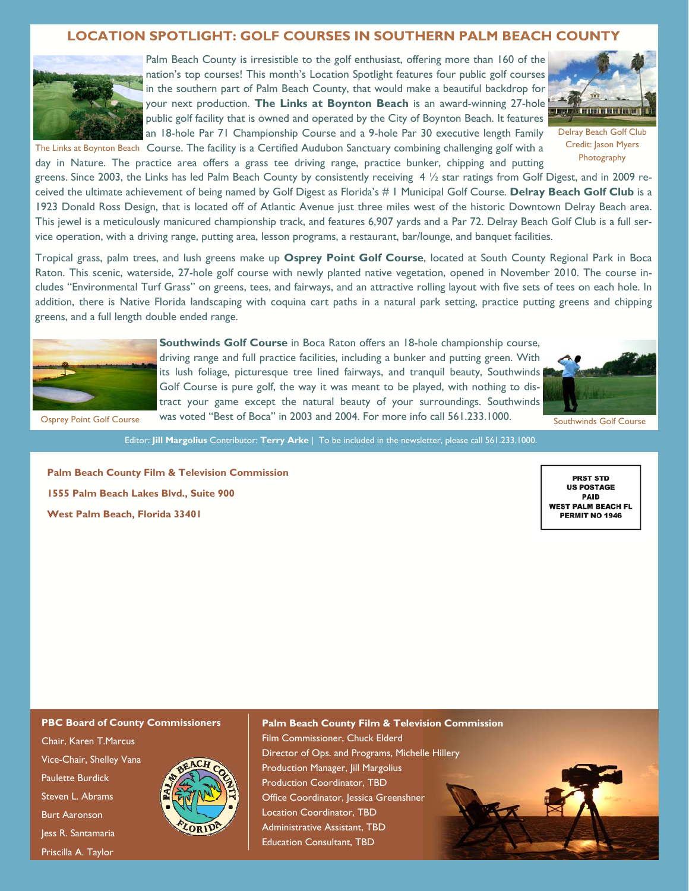## LOCATION SPOTLIGHT: GOLF COURSES IN SOUTHERN PALM BEACH COUNTY

Palm Beach County is irresistible to the golf enthusiast, offering more than 160 of the nation's top courses! This month's Location Spotlight features four public golf courses in the southern part of Palm Beach County, that would make a beautiful backdrop for your next production. **The Links at Boynton Beach** is an award-winning 27-hole public golf facility that is owned and operated by the City of Boynton Beach. It features an 18-hole Par 71 Championship Course and a 9-hole Par 30 executive length Family Course. The facility is a Certified Audubon Sanctuary combining challenging golf with a day in Nature. The practice area offers a grass tee driving range, practice bunker, chipping and putting greens. Since 2003, the Links has led Palm Beach County by consistently receiving 4 ½ star ratings from Golf Digest, and in 2009 received the ultimate achievement of being named by Golf Digest as Florida's # 1 Municipal Golf Course. **Delray Beach Golf Club** is a 1923 Donald Ross Design, that is located off of Atlantic Avenue just three miles west of the historic Downtown Delray Beach area. This jewel is a meticulously manicured championship track, and features 6,907 yards and a Par 72. Delray Beach Golf Club is a full service operation, with a driving range, putting area, lesson programs, a restaurant, bar/lounge, and banquet facilities.

The Links at Boynton Beach

Delray Beach Golf Club
Credit: Jason Myers Photography

Tropical grass, palm trees, and lush greens make up **Osprey Point Golf Course**, located at South County Regional Park in Boca Raton. This scenic, waterside, 27-hole golf course with newly planted native vegetation, opened in November 2010. The course includes "Environmental Turf Grass" on greens, tees, and fairways, and an attractive rolling layout with five sets of tees on each hole. In addition, there is Native Florida landscaping with coquina cart paths in a natural park setting, practice putting greens and chipping greens, and a full length double ended range.

**Southwinds Golf Course** in Boca Raton offers an 18-hole championship course, driving range and full practice facilities, including a bunker and putting green. With its lush foliage, picturesque tree lined fairways, and tranquil beauty, Southwinds Golf Course is pure golf, the way it was meant to be played, with nothing to distract your game except the natural beauty of your surroundings. Southwinds was voted "Best of Boca" in 2003 and 2004. For more info call 561.233.1000.

Osprey Point Golf Course

Southwinds Golf Course

Editor: **Jill Margolius** Contributor: **Terry Arke** | To be included in the newsletter, please call 561.233.1000.

**Palm Beach County Film & Television Commission**
**1555 Palm Beach Lakes Blvd., Suite 900**
**West Palm Beach, Florida 33401**

PRST STD
US POSTAGE
PAID
WEST PALM BEACH FL
PERMIT NO 1946

**PBC Board of County Commissioners**

Chair, Karen T.Marcus
Vice-Chair, Shelley Vana
Paulette Burdick
Steven L. Abrams
Burt Aaronson
Jess R. Santamaria
Priscilla A. Taylor

**Palm Beach County Film & Television Commission**

Film Commissioner, Chuck Elderd
Director of Ops. and Programs, Michelle Hillery
Production Manager, Jill Margolius
Production Coordinator, TBD
Office Coordinator, Jessica Greenshner
Location Coordinator, TBD
Administrative Assistant, TBD
Education Consultant, TBD